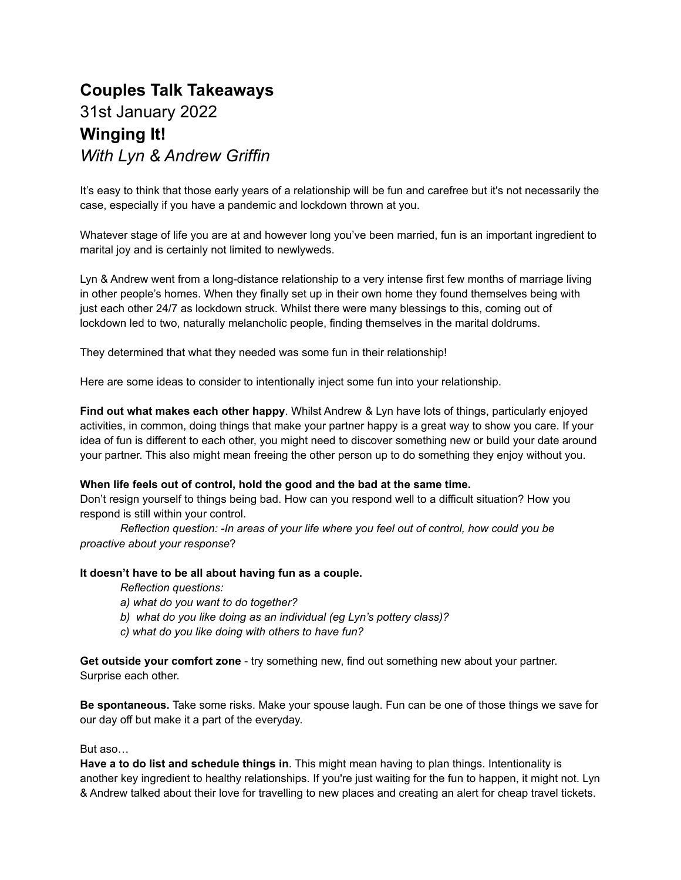# Couples Talk Takeaways

## 31st January 2022

## Winging It!

### *With Lyn & Andrew Griffin*

It's easy to think that those early years of a relationship will be fun and carefree but it's not necessarily the case, especially if you have a pandemic and lockdown thrown at you.

Whatever stage of life you are at and however long you've been married, fun is an important ingredient to marital joy and is certainly not limited to newlyweds.

Lyn & Andrew went from a long-distance relationship to a very intense first few months of marriage living in other people's homes. When they finally set up in their own home they found themselves being with just each other 24/7 as lockdown struck. Whilst there were many blessings to this, coming out of lockdown led to two, naturally melancholic people, finding themselves in the marital doldrums.

They determined that what they needed was some fun in their relationship!

Here are some ideas to consider to intentionally inject some fun into your relationship.

**Find out what makes each other happy**. Whilst Andrew & Lyn have lots of things, particularly enjoyed activities, in common, doing things that make your partner happy is a great way to show you care. If your idea of fun is different to each other, you might need to discover something new or build your date around your partner. This also might mean freeing the other person up to do something they enjoy without you.

**When life feels out of control, hold the good and the bad at the same time.**
Don't resign yourself to things being bad. How can you respond well to a difficult situation? How you respond is still within your control.

*Reflection question: -In areas of your life where you feel out of control, how could you be proactive about your response*?

**It doesn't have to be all about having fun as a couple.**

*Reflection questions:*
*a) what do you want to do together?*
*b) what do you like doing as an individual (eg Lyn's pottery class)?*
*c) what do you like doing with others to have fun?*

**Get outside your comfort zone** - try something new, find out something new about your partner. Surprise each other.

**Be spontaneous.** Take some risks. Make your spouse laugh. Fun can be one of those things we save for our day off but make it a part of the everyday.

But aso…
**Have a to do list and schedule things in**. This might mean having to plan things. Intentionality is another key ingredient to healthy relationships. If you're just waiting for the fun to happen, it might not. Lyn & Andrew talked about their love for travelling to new places and creating an alert for cheap travel tickets.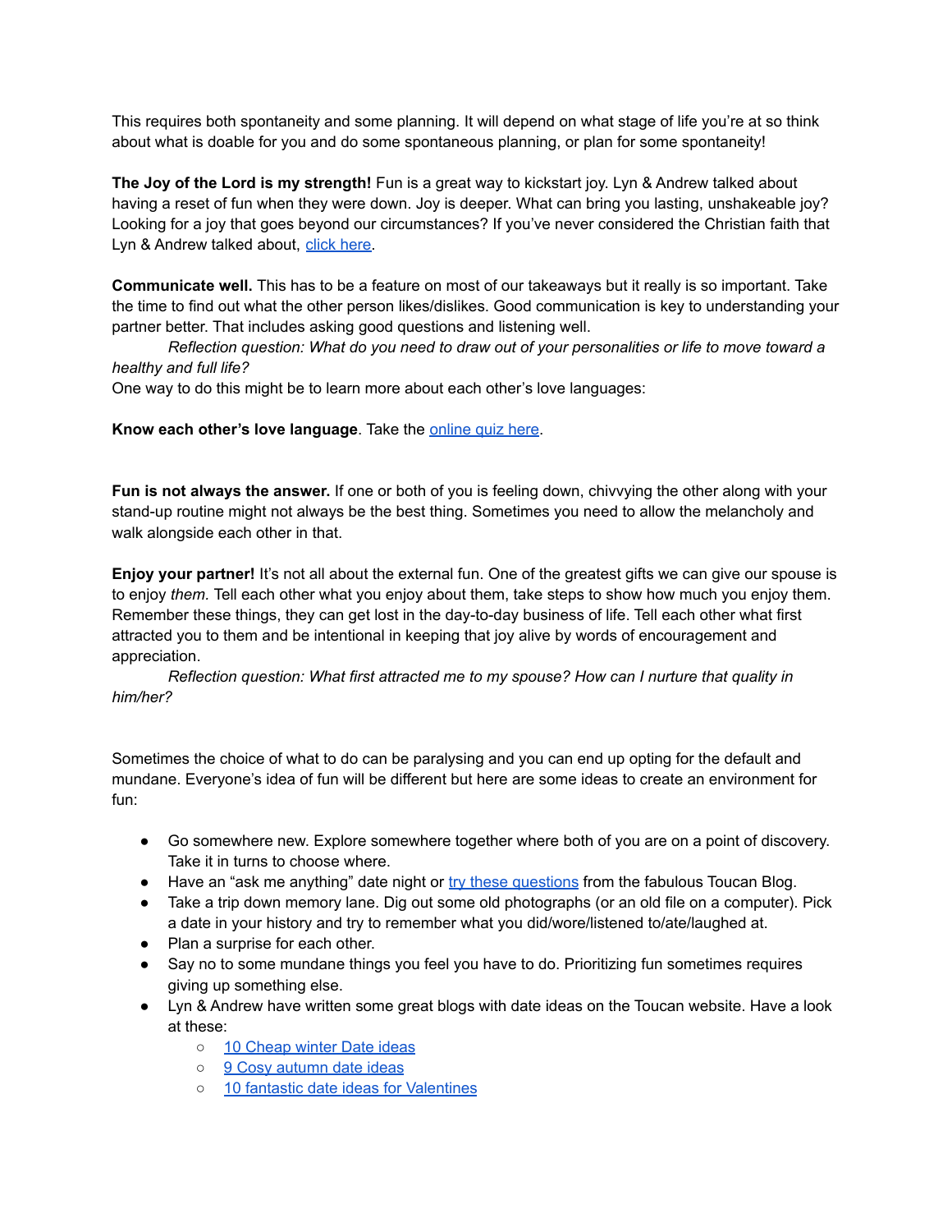This requires both spontaneity and some planning. It will depend on what stage of life you're at so think about what is doable for you and do some spontaneous planning, or plan for some spontaneity!

**The Joy of the Lord is my strength!** Fun is a great way to kickstart joy. Lyn & Andrew talked about having a reset of fun when they were down. Joy is deeper. What can bring you lasting, unshakeable joy? Looking for a joy that goes beyond our circumstances? If you've never considered the Christian faith that Lyn & Andrew talked about, click here.

**Communicate well.** This has to be a feature on most of our takeaways but it really is so important. Take the time to find out what the other person likes/dislikes. Good communication is key to understanding your partner better. That includes asking good questions and listening well.

*Reflection question: What do you need to draw out of your personalities or life to move toward a healthy and full life?*

One way to do this might be to learn more about each other's love languages:

**Know each other's love language**. Take the online quiz here.

**Fun is not always the answer.** If one or both of you is feeling down, chivvying the other along with your stand-up routine might not always be the best thing. Sometimes you need to allow the melancholy and walk alongside each other in that.

**Enjoy your partner!** It's not all about the external fun. One of the greatest gifts we can give our spouse is to enjoy *them.* Tell each other what you enjoy about them, take steps to show how much you enjoy them. Remember these things, they can get lost in the day-to-day business of life. Tell each other what first attracted you to them and be intentional in keeping that joy alive by words of encouragement and appreciation.

*Reflection question: What first attracted me to my spouse? How can I nurture that quality in him/her?*

Sometimes the choice of what to do can be paralysing and you can end up opting for the default and mundane. Everyone's idea of fun will be different but here are some ideas to create an environment for fun:

- Go somewhere new. Explore somewhere together where both of you are on a point of discovery. Take it in turns to choose where.
- Have an "ask me anything" date night or try these questions from the fabulous Toucan Blog.
- Take a trip down memory lane. Dig out some old photographs (or an old file on a computer). Pick a date in your history and try to remember what you did/wore/listened to/ate/laughed at.
- Plan a surprise for each other.
- Say no to some mundane things you feel you have to do. Prioritizing fun sometimes requires giving up something else.
- Lyn & Andrew have written some great blogs with date ideas on the Toucan website. Have a look at these:
  - 10 Cheap winter Date ideas
  - 9 Cosy autumn date ideas
  - 10 fantastic date ideas for Valentines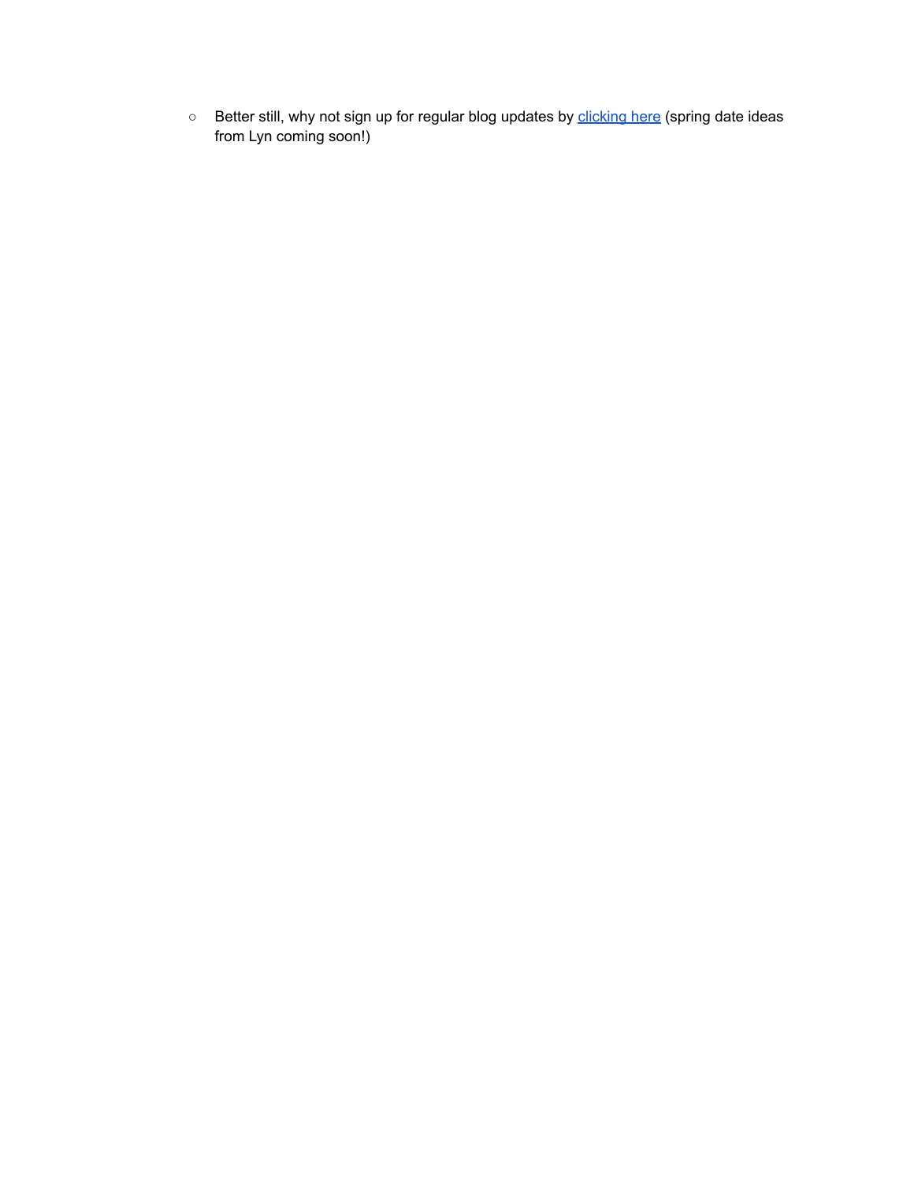- Better still, why not sign up for regular blog updates by [clicking here] (spring date ideas from Lyn coming soon!)